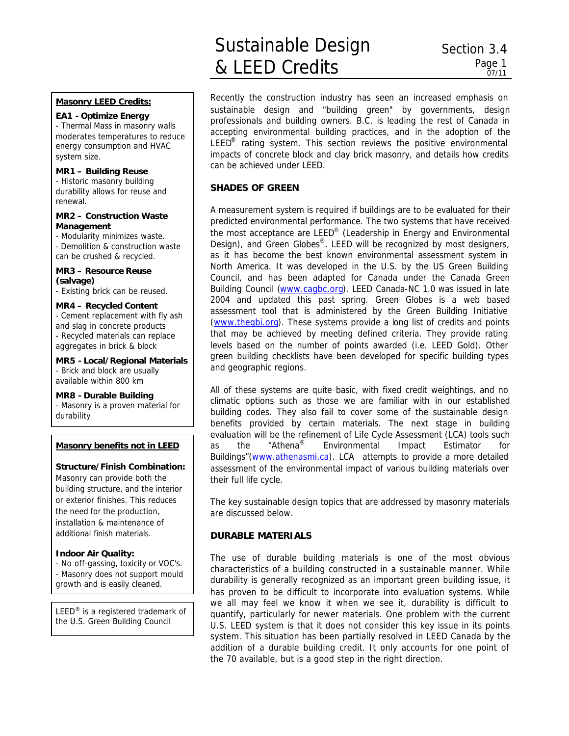# Sustainable Design & LEED Credits

Section 3.4

Recently the construction industry has seen an increased emphasis on sustainable design and "building green" by governments, design professionals and building owners. B.C. is leading the rest of Canada in accepting environmental building practices, and in the adoption of the LEED® rating system. This section reviews the positive environmental impacts of concrete block and clay brick masonry, and details how credits can be achieved under LEED.

## SHADES OF GREEN

A measurement system is required if buildings are to be evaluated for their predicted environmental performance. The two systems that have received the most acceptance are LEED® (Leadership in Energy and Environmental Design), and Green Globes®. LEED will be recognized by most designers, as it has become the best known environmental assessment system in North America. It was developed in the U.S. by the US Green Building Council, and has been adapted for Canada under the Canada Green Building Council (www.cagbc.org). LEED Canada-NC 1.0 was issued in late 2004 and updated this past spring. Green Globes is a web based assessment tool that is administered by the Green Building Initiative (www.thegbi.org). These systems provide a long list of credits and points that may be achieved by meeting defined criteria. They provide rating levels based on the number of points awarded (i.e. LEED Gold). Other green building checklists have been developed for specific building types and geographic regions.

All of these systems are quite basic, with fixed credit weightings, and no climatic options such as those we are familiar with in our established building codes. They also fail to cover some of the sustainable design benefits provided by certain materials. The next stage in building evaluation will be the refinement of Life Cycle Assessment (LCA) tools such as the "Athena® Environmental Impact Estimator for Buildings"(www.athenasmi.ca). LCA attempts to provide a more detailed assessment of the environmental impact of various building materials over their full life cycle.

The key sustainable design topics that are addressed by masonry materials are discussed below.

## DURABLE MATERIALS

The use of durable building materials is one of the most obvious characteristics of a building constructed in a sustainable manner. While durability is generally recognized as an important green building issue, it has proven to be difficult to incorporate into evaluation systems. While we all may feel we know it when we see it, durability is difficult to quantify, particularly for newer materials. One problem with the current U.S. LEED system is that it does not consider this key issue in its points system. This situation has been partially resolved in LEED Canada by the addition of a durable building credit. It only accounts for one point of the 70 available, but is a good step in the right direction.

---

**Masonry LEED Credits:**

**EA1 - Optimize Energy**
- Thermal Mass in masonry walls moderates temperatures to reduce energy consumption and HVAC system size.

**MR1 – Building Reuse**
- Historic masonry building durability allows for reuse and renewal.

**MR2 – Construction Waste Management**
- Modularity minimizes waste.
- Demolition & construction waste can be crushed & recycled.

**MR3 – Resource Reuse (salvage)**
- Existing brick can be reused.

**MR4 – Recycled Content**
- Cement replacement with fly ash and slag in concrete products
- Recycled materials can replace aggregates in brick & block

**MR5 - Local/Regional Materials**
- Brick and block are usually available within 800 km

**MR8 - Durable Building**
- Masonry is a proven material for durability

---

**Masonry benefits not in LEED**

**Structure/Finish Combination:**
Masonry can provide both the building structure, and the interior or exterior finishes. This reduces the need for the production, installation & maintenance of additional finish materials.

**Indoor Air Quality:**
- No off-gassing, toxicity or VOC's.
- Masonry does not support mould growth and is easily cleaned.

---

LEED® is a registered trademark of the U.S. Green Building Council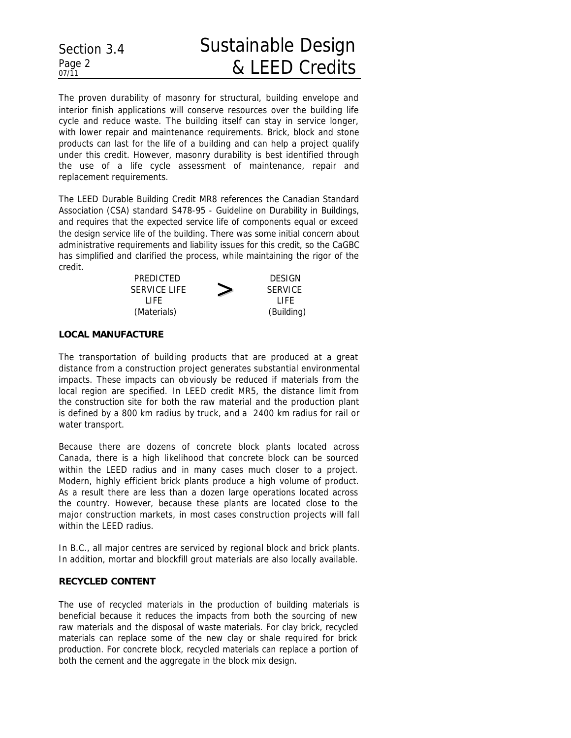The proven durability of masonry for structural, building envelope and interior finish applications will conserve resources over the building life cycle and reduce waste. The building itself can stay in service longer, with lower repair and maintenance requirements. Brick, block and stone products can last for the life of a building and can help a project qualify under this credit. However, masonry durability is best identified through the use of a life cycle assessment of maintenance, repair and replacement requirements.

The LEED Durable Building Credit MR8 references the Canadian Standard Association (CSA) standard S478-95 - Guideline on Durability in Buildings, and requires that the expected service life of components equal or exceed the design service life of the building. There was some initial concern about administrative requirements and liability issues for this credit, so the CaGBC has simplified and clarified the process, while maintaining the rigor of the credit.

| PREDICTED SERVICE LIFE LIFE (Materials) | > | DESIGN SERVICE LIFE (Building) |
|---|---|---|

**LOCAL MANUFACTURE**

The transportation of building products that are produced at a great distance from a construction project generates substantial environmental impacts. These impacts can obviously be reduced if materials from the local region are specified. In LEED credit MR5, the distance limit from the construction site for both the raw material and the production plant is defined by a 800 km radius by truck, and a 2400 km radius for rail or water transport.

Because there are dozens of concrete block plants located across Canada, there is a high likelihood that concrete block can be sourced within the LEED radius and in many cases much closer to a project. Modern, highly efficient brick plants produce a high volume of product. As a result there are less than a dozen large operations located across the country. However, because these plants are located close to the major construction markets, in most cases construction projects will fall within the LEED radius.

In B.C., all major centres are serviced by regional block and brick plants. In addition, mortar and blockfill grout materials are also locally available.

**RECYCLED CONTENT**

The use of recycled materials in the production of building materials is beneficial because it reduces the impacts from both the sourcing of new raw materials and the disposal of waste materials. For clay brick, recycled materials can replace some of the new clay or shale required for brick production. For concrete block, recycled materials can replace a portion of both the cement and the aggregate in the block mix design.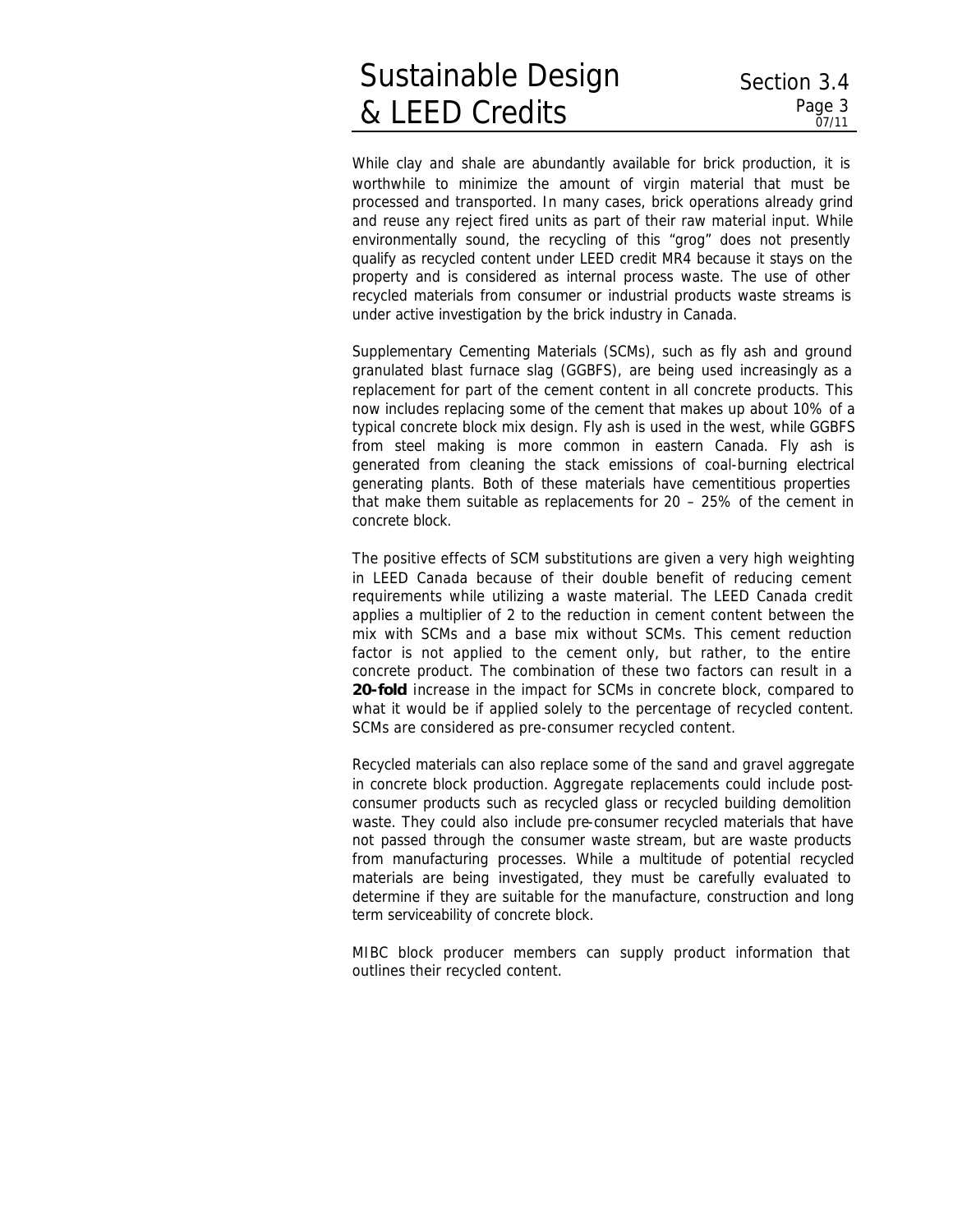While clay and shale are abundantly available for brick production, it is worthwhile to minimize the amount of virgin material that must be processed and transported. In many cases, brick operations already grind and reuse any reject fired units as part of their raw material input. While environmentally sound, the recycling of this "grog" does not presently qualify as recycled content under LEED credit MR4 because it stays on the property and is considered as internal process waste. The use of other recycled materials from consumer or industrial products waste streams is under active investigation by the brick industry in Canada.

Supplementary Cementing Materials (SCMs), such as fly ash and ground granulated blast furnace slag (GGBFS), are being used increasingly as a replacement for part of the cement content in all concrete products. This now includes replacing some of the cement that makes up about 10% of a typical concrete block mix design. Fly ash is used in the west, while GGBFS from steel making is more common in eastern Canada. Fly ash is generated from cleaning the stack emissions of coal-burning electrical generating plants. Both of these materials have cementitious properties that make them suitable as replacements for 20 – 25% of the cement in concrete block.

The positive effects of SCM substitutions are given a very high weighting in LEED Canada because of their double benefit of reducing cement requirements while utilizing a waste material. The LEED Canada credit applies a multiplier of 2 to the reduction in cement content between the mix with SCMs and a base mix without SCMs. This cement reduction factor is not applied to the cement only, but rather, to the entire concrete product. The combination of these two factors can result in a **20-fold** increase in the impact for SCMs in concrete block, compared to what it would be if applied solely to the percentage of recycled content. SCMs are considered as pre-consumer recycled content.

Recycled materials can also replace some of the sand and gravel aggregate in concrete block production. Aggregate replacements could include post-consumer products such as recycled glass or recycled building demolition waste. They could also include pre-consumer recycled materials that have not passed through the consumer waste stream, but are waste products from manufacturing processes. While a multitude of potential recycled materials are being investigated, they must be carefully evaluated to determine if they are suitable for the manufacture, construction and long term serviceability of concrete block.

MIBC block producer members can supply product information that outlines their recycled content.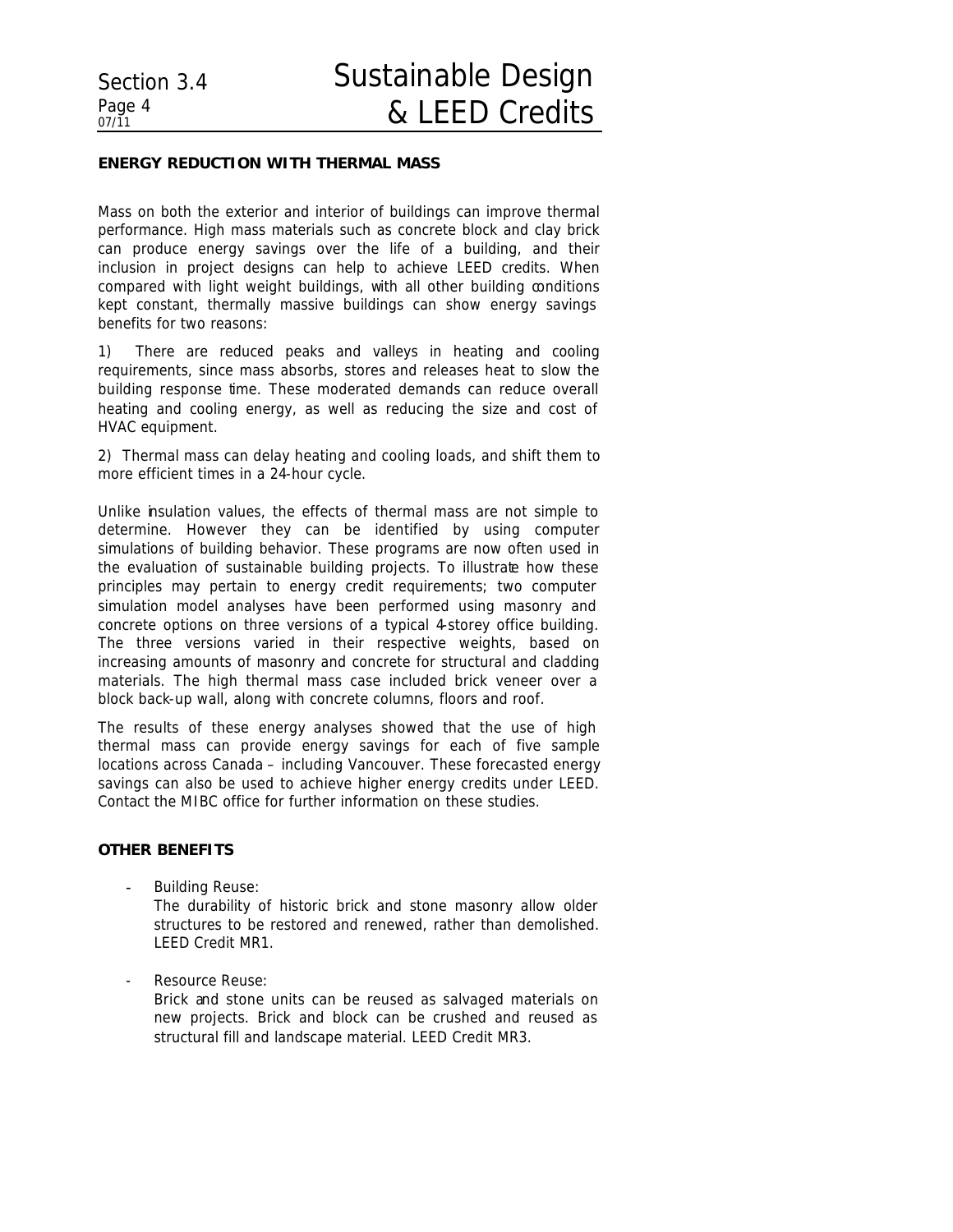## ENERGY REDUCTION WITH THERMAL MASS

Mass on both the exterior and interior of buildings can improve thermal performance. High mass materials such as concrete block and clay brick can produce energy savings over the life of a building, and their inclusion in project designs can help to achieve LEED credits. When compared with light weight buildings, with all other building conditions kept constant, thermally massive buildings can show energy savings benefits for two reasons:

1) There are reduced peaks and valleys in heating and cooling requirements, since mass absorbs, stores and releases heat to slow the building response time. These moderated demands can reduce overall heating and cooling energy, as well as reducing the size and cost of HVAC equipment.

2) Thermal mass can delay heating and cooling loads, and shift them to more efficient times in a 24-hour cycle.

Unlike insulation values, the effects of thermal mass are not simple to determine. However they can be identified by using computer simulations of building behavior. These programs are now often used in the evaluation of sustainable building projects. To illustrate how these principles may pertain to energy credit requirements; two computer simulation model analyses have been performed using masonry and concrete options on three versions of a typical 4-storey office building. The three versions varied in their respective weights, based on increasing amounts of masonry and concrete for structural and cladding materials. The high thermal mass case included brick veneer over a block back-up wall, along with concrete columns, floors and roof.

The results of these energy analyses showed that the use of high thermal mass can provide energy savings for each of five sample locations across Canada – including Vancouver. These forecasted energy savings can also be used to achieve higher energy credits under LEED. Contact the MIBC office for further information on these studies.

## OTHER BENEFITS

- Building Reuse:
  The durability of historic brick and stone masonry allow older structures to be restored and renewed, rather than demolished. LEED Credit MR1.

- Resource Reuse:
  Brick and stone units can be reused as salvaged materials on new projects. Brick and block can be crushed and reused as structural fill and landscape material. LEED Credit MR3.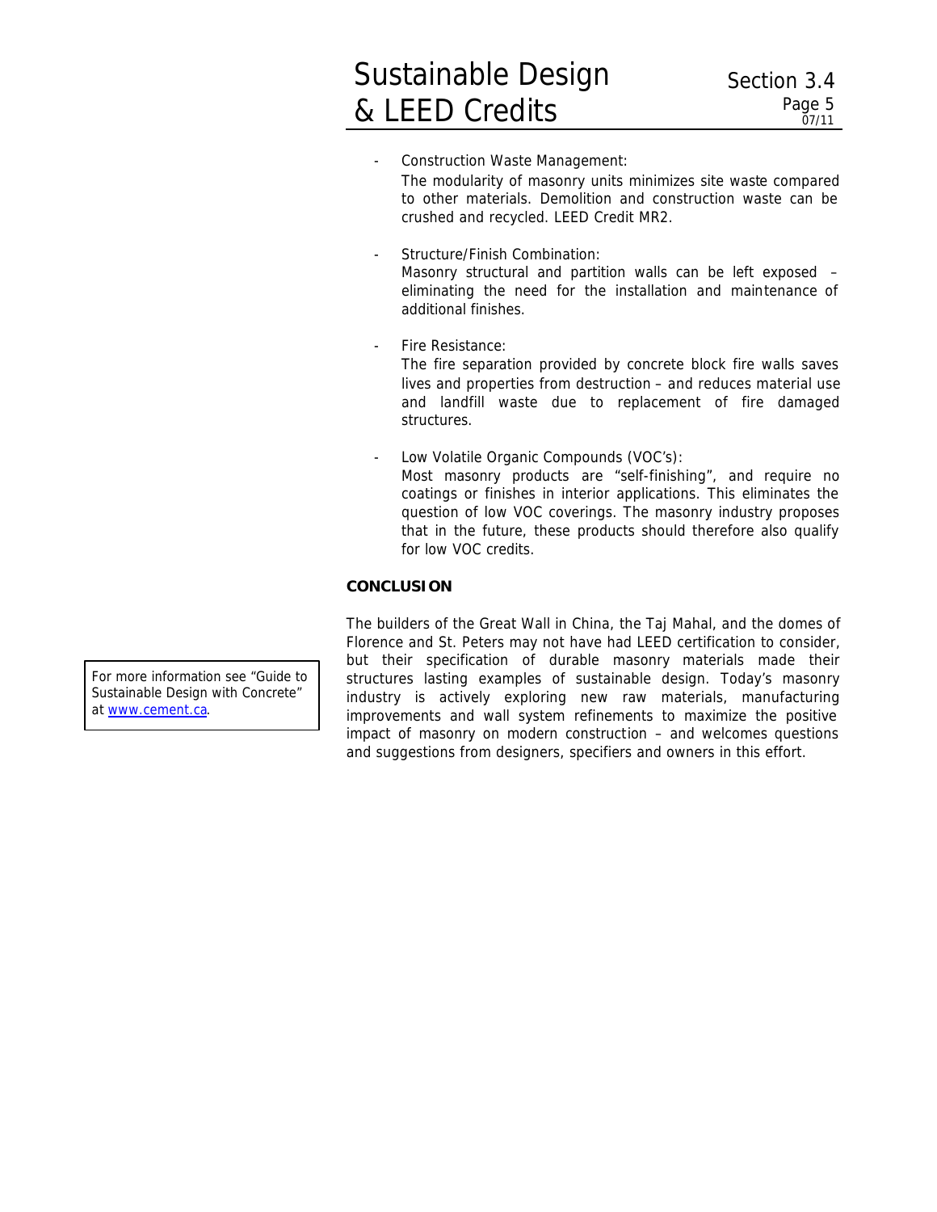- Construction Waste Management:
  The modularity of masonry units minimizes site waste compared to other materials. Demolition and construction waste can be crushed and recycled. LEED Credit MR2.

- Structure/Finish Combination:
  Masonry structural and partition walls can be left exposed – eliminating the need for the installation and maintenance of additional finishes.

- Fire Resistance:
  The fire separation provided by concrete block fire walls saves lives and properties from destruction – and reduces material use and landfill waste due to replacement of fire damaged structures.

- Low Volatile Organic Compounds (VOC's):
  Most masonry products are "self-finishing", and require no coatings or finishes in interior applications. This eliminates the question of low VOC coverings. The masonry industry proposes that in the future, these products should therefore also qualify for low VOC credits.

**CONCLUSION**

The builders of the Great Wall in China, the Taj Mahal, and the domes of Florence and St. Peters may not have had LEED certification to consider, but their specification of durable masonry materials made their structures lasting examples of sustainable design. Today's masonry industry is actively exploring new raw materials, manufacturing improvements and wall system refinements to maximize the positive impact of masonry on modern construction – and welcomes questions and suggestions from designers, specifiers and owners in this effort.

For more information see "Guide to Sustainable Design with Concrete" at www.cement.ca.